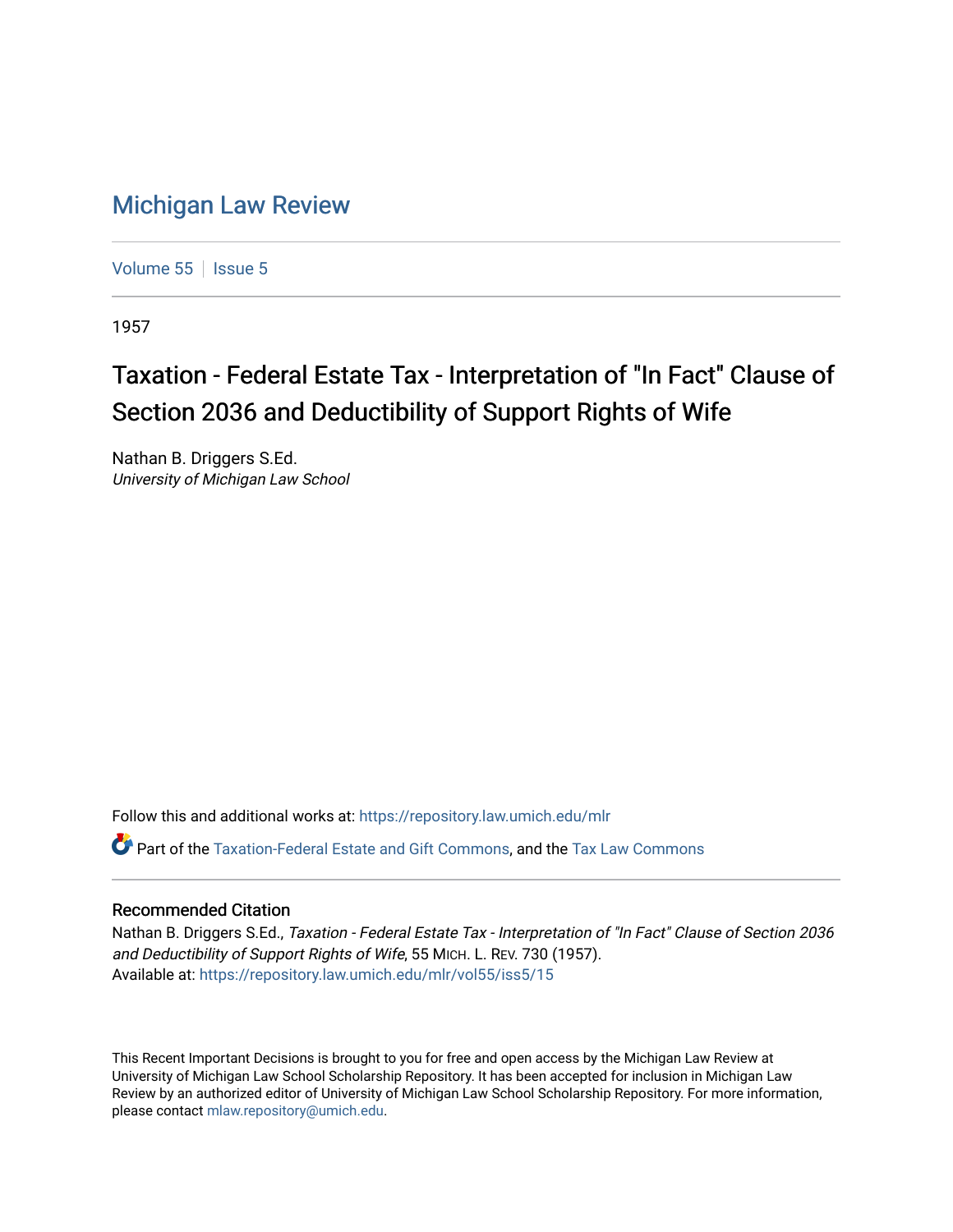# Michigan Law Review

Volume 55 | Issue 5

1957

## Taxation - Federal Estate Tax - Interpretation of "In Fact" Clause of Section 2036 and Deductibility of Support Rights of Wife

Nathan B. Driggers S.Ed.
*University of Michigan Law School*

Follow this and additional works at: https://repository.law.umich.edu/mlr

Part of the Taxation-Federal Estate and Gift Commons, and the Tax Law Commons

### Recommended Citation

Nathan B. Driggers S.Ed., *Taxation - Federal Estate Tax - Interpretation of "In Fact" Clause of Section 2036 and Deductibility of Support Rights of Wife*, 55 MICH. L. REV. 730 (1957).
Available at: https://repository.law.umich.edu/mlr/vol55/iss5/15

This Recent Important Decisions is brought to you for free and open access by the Michigan Law Review at University of Michigan Law School Scholarship Repository. It has been accepted for inclusion in Michigan Law Review by an authorized editor of University of Michigan Law School Scholarship Repository. For more information, please contact mlaw.repository@umich.edu.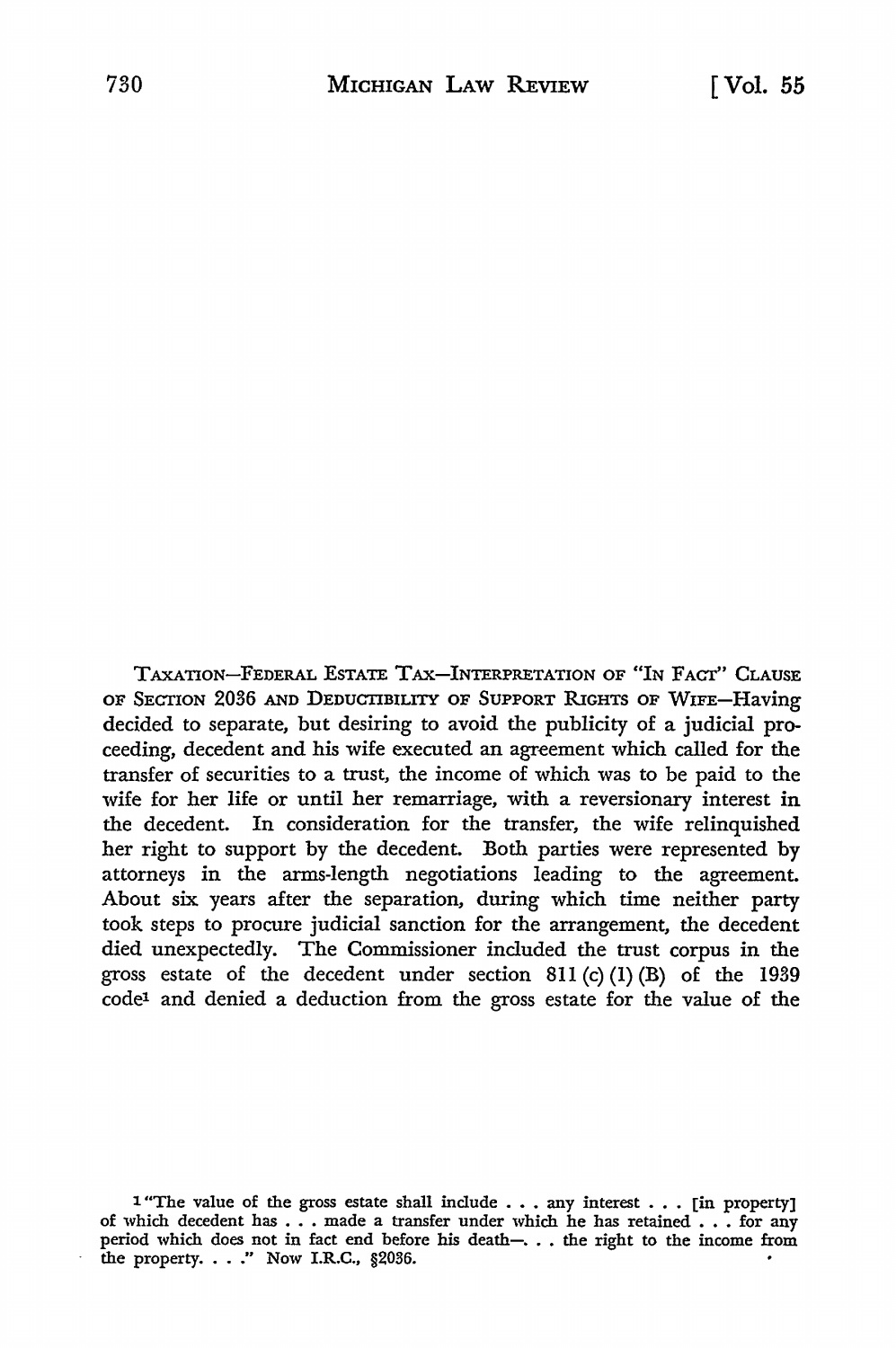TAXATION—FEDERAL ESTATE TAX—INTERPRETATION OF "IN FACT" CLAUSE OF SECTION 2036 AND DEDUCTIBILITY OF SUPPORT RIGHTS OF WIFE—Having decided to separate, but desiring to avoid the publicity of a judicial proceeding, decedent and his wife executed an agreement which called for the transfer of securities to a trust, the income of which was to be paid to the wife for her life or until her remarriage, with a reversionary interest in the decedent. In consideration for the transfer, the wife relinquished her right to support by the decedent. Both parties were represented by attorneys in the arms-length negotiations leading to the agreement. About six years after the separation, during which time neither party took steps to procure judicial sanction for the arrangement, the decedent died unexpectedly. The Commissioner included the trust corpus in the gross estate of the decedent under section 811 (c) (1) (B) of the 1939 code[1] and denied a deduction from the gross estate for the value of the

[1] "The value of the gross estate shall include . . . any interest . . . [in property] of which decedent has . . . made a transfer under which he has retained . . . for any period which does not in fact end before his death—. . . the right to the income from the property. . . ." Now I.R.C., §2036.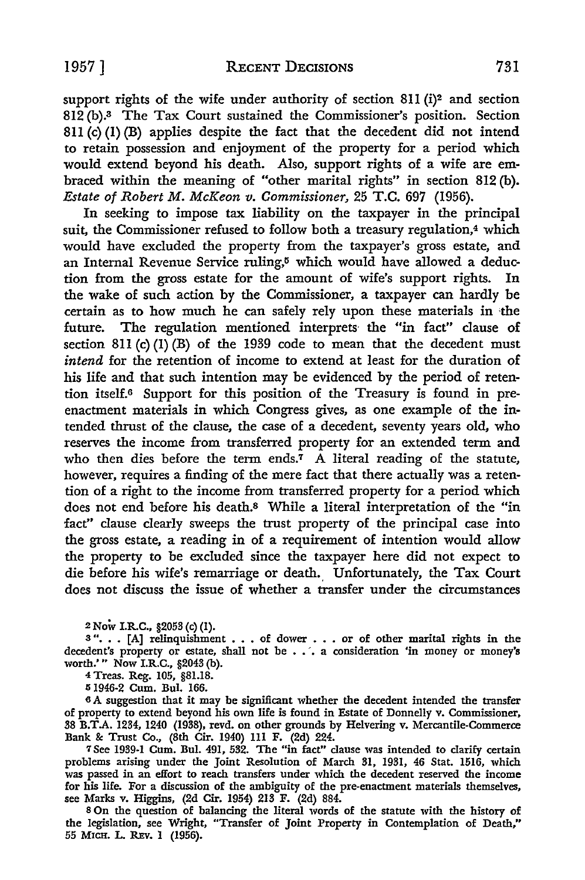support rights of the wife under authority of section 811 (i)[2] and section 812 (b).[3] The Tax Court sustained the Commissioner's position. Section 811 (c) (1) (B) applies despite the fact that the decedent did not intend to retain possession and enjoyment of the property for a period which would extend beyond his death. Also, support rights of a wife are embraced within the meaning of "other marital rights" in section 812 (b). *Estate of Robert M. McKeon v. Commissioner,* 25 T.C. 697 (1956).

In seeking to impose tax liability on the taxpayer in the principal suit, the Commissioner refused to follow both a treasury regulation,[4] which would have excluded the property from the taxpayer's gross estate, and an Internal Revenue Service ruling,[5] which would have allowed a deduction from the gross estate for the amount of wife's support rights. In the wake of such action by the Commissioner, a taxpayer can hardly be certain as to how much he can safely rely upon these materials in the future. The regulation mentioned interprets the "in fact" clause of section 811 (c) (1) (B) of the 1939 code to mean that the decedent must *intend* for the retention of income to extend at least for the duration of his life and that such intention may be evidenced by the period of retention itself.[6] Support for this position of the Treasury is found in pre-enactment materials in which Congress gives, as one example of the intended thrust of the clause, the case of a decedent, seventy years old, who reserves the income from transferred property for an extended term and who then dies before the term ends.[7] A literal reading of the statute, however, requires a finding of the mere fact that there actually was a retention of a right to the income from transferred property for a period which does not end before his death.[8] While a literal interpretation of the "in fact" clause clearly sweeps the trust property of the principal case into the gross estate, a reading in of a requirement of intention would allow the property to be excluded since the taxpayer here did not expect to die before his wife's remarriage or death. Unfortunately, the Tax Court does not discuss the issue of whether a transfer under the circumstances

---

[2] Now I.R.C., §2053 (c) (1).

[3] ". . . [A] relinquishment . . . of dower . . . or of other marital rights in the decedent's property or estate, shall not be . . . a consideration 'in money or money's worth.'" Now I.R.C., §2043 (b).

[4] Treas. Reg. 105, §81.18.

[5] 1946-2 Cum. Bul. 166.

[6] A suggestion that it may be significant whether the decedent intended the transfer of property to extend beyond his own life is found in Estate of Donnelly v. Commissioner, 38 B.T.A. 1234, 1240 (1938), revd. on other grounds by Helvering v. Mercantile-Commerce Bank & Trust Co., (8th Cir. 1940) 111 F. (2d) 224.

[7] See 1939-1 Cum. Bul. 491, 532. The "in fact" clause was intended to clarify certain problems arising under the Joint Resolution of March 31, 1931, 46 Stat. 1516, which was passed in an effort to reach transfers under which the decedent reserved the income for his life. For a discussion of the ambiguity of the pre-enactment materials themselves, see Marks v. Higgins, (2d Cir. 1954) 213 F. (2d) 884.

[8] On the question of balancing the literal words of the statute with the history of the legislation, see Wright, "Transfer of Joint Property in Contemplation of Death," 55 MICH. L. REV. 1 (1956).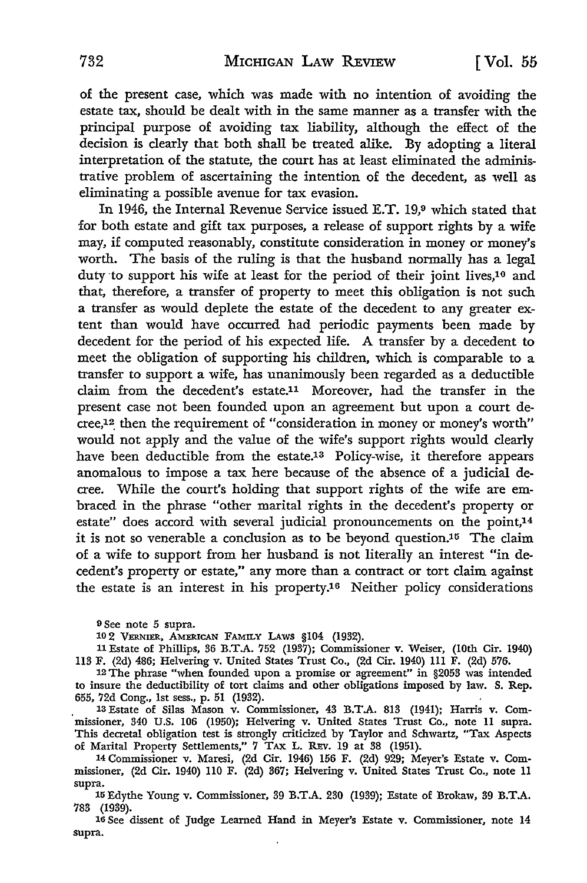of the present case, which was made with no intention of avoiding the estate tax, should be dealt with in the same manner as a transfer with the principal purpose of avoiding tax liability, although the effect of the decision is clearly that both shall be treated alike. By adopting a literal interpretation of the statute, the court has at least eliminated the administrative problem of ascertaining the intention of the decedent, as well as eliminating a possible avenue for tax evasion.

In 1946, the Internal Revenue Service issued E.T. 19,[9] which stated that for both estate and gift tax purposes, a release of support rights by a wife may, if computed reasonably, constitute consideration in money or money's worth. The basis of the ruling is that the husband normally has a legal duty to support his wife at least for the period of their joint lives,[10] and that, therefore, a transfer of property to meet this obligation is not such a transfer as would deplete the estate of the decedent to any greater extent than would have occurred had periodic payments been made by decedent for the period of his expected life. A transfer by a decedent to meet the obligation of supporting his children, which is comparable to a transfer to support a wife, has unanimously been regarded as a deductible claim from the decedent's estate.[11] Moreover, had the transfer in the present case not been founded upon an agreement but upon a court decree,[12] then the requirement of "consideration in money or money's worth" would not apply and the value of the wife's support rights would clearly have been deductible from the estate.[13] Policy-wise, it therefore appears anomalous to impose a tax here because of the absence of a judicial decree. While the court's holding that support rights of the wife are embraced in the phrase "other marital rights in the decedent's property or estate" does accord with several judicial pronouncements on the point,[14] it is not so venerable a conclusion as to be beyond question.[15] The claim of a wife to support from her husband is not literally an interest "in decedent's property or estate," any more than a contract or tort claim against the estate is an interest in his property.[16] Neither policy considerations

---

[9] See note 5 supra.

[10] 2 VERNIER, AMERICAN FAMILY LAWS §104 (1932).

[11] Estate of Phillips, 36 B.T.A. 752 (1937); Commissioner v. Weiser, (10th Cir. 1940) 113 F. (2d) 486; Helvering v. United States Trust Co., (2d Cir. 1940) 111 F. (2d) 576.

[12] The phrase "when founded upon a promise or agreement" in §2053 was intended to insure the deductibility of tort claims and other obligations imposed by law. S. Rep. 655, 72d Cong., 1st sess., p. 51 (1932).

[13] Estate of Silas Mason v. Commissioner, 43 B.T.A. 813 (1941); Harris v. Commissioner, 340 U.S. 106 (1950); Helvering v. United States Trust Co., note 11 supra. This decretal obligation test is strongly criticized by Taylor and Schwartz, "Tax Aspects of Marital Property Settlements," 7 TAX L. REV. 19 at 38 (1951).

[14] Commissioner v. Maresi, (2d Cir. 1946) 156 F. (2d) 929; Meyer's Estate v. Commissioner, (2d Cir. 1940) 110 F. (2d) 367; Helvering v. United States Trust Co., note 11 supra.

[15] Edythe Young v. Commissioner, 39 B.T.A. 230 (1939); Estate of Brokaw, 39 B.T.A. 783 (1939).

[16] See dissent of Judge Learned Hand in Meyer's Estate v. Commissioner, note 14 supra.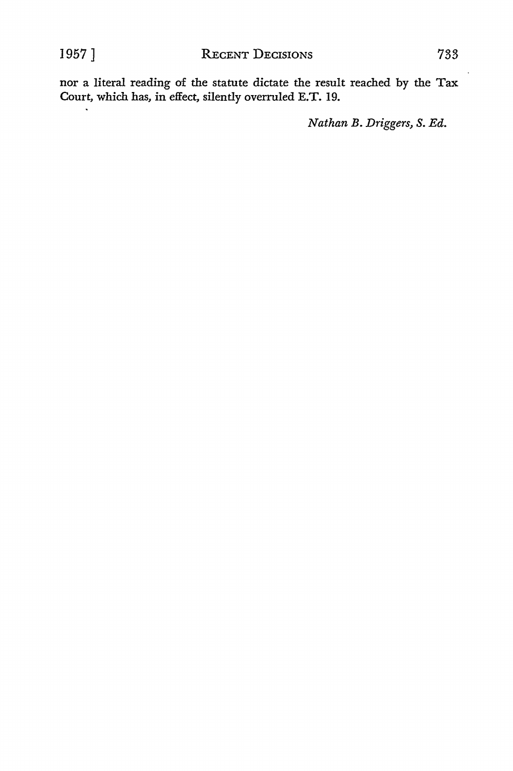nor a literal reading of the statute dictate the result reached by the Tax Court, which has, in effect, silently overruled E.T. 19.

*Nathan B. Driggers, S. Ed.*